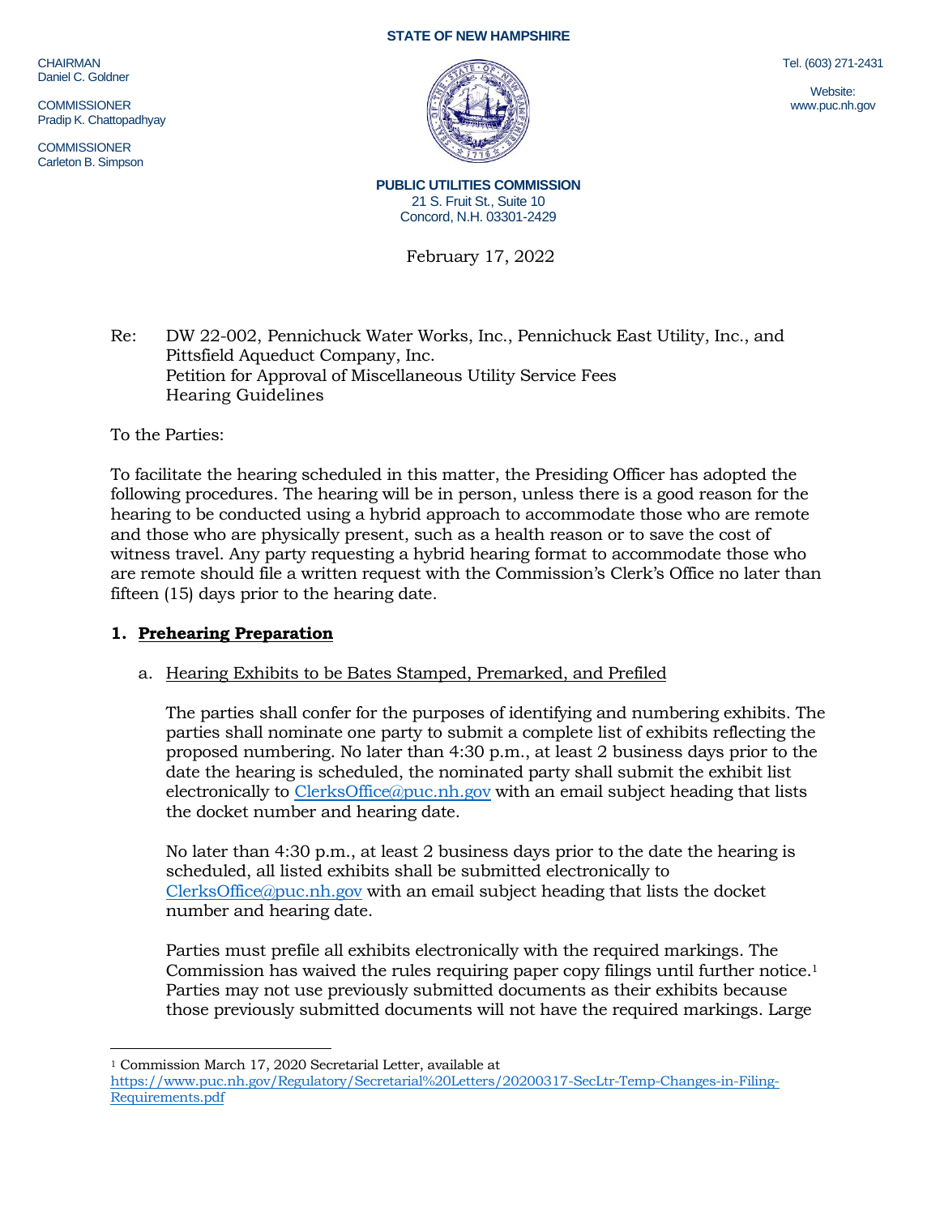STATE OF NEW HAMPSHIRE

CHAIRMAN
Daniel C. Goldner

COMMISSIONER
Pradip K. Chattopadhyay

COMMISSIONER
Carleton B. Simpson

Tel. (603) 271-2431

Website:
www.puc.nh.gov

**PUBLIC UTILITIES COMMISSION**
21 S. Fruit St., Suite 10
Concord, N.H. 03301-2429

February 17, 2022

Re: DW 22-002, Pennichuck Water Works, Inc., Pennichuck East Utility, Inc., and Pittsfield Aqueduct Company, Inc.
Petition for Approval of Miscellaneous Utility Service Fees
Hearing Guidelines

To the Parties:

To facilitate the hearing scheduled in this matter, the Presiding Officer has adopted the following procedures. The hearing will be in person, unless there is a good reason for the hearing to be conducted using a hybrid approach to accommodate those who are remote and those who are physically present, such as a health reason or to save the cost of witness travel. Any party requesting a hybrid hearing format to accommodate those who are remote should file a written request with the Commission's Clerk's Office no later than fifteen (15) days prior to the hearing date.

## 1. Prehearing Preparation

### a. Hearing Exhibits to be Bates Stamped, Premarked, and Prefiled

The parties shall confer for the purposes of identifying and numbering exhibits. The parties shall nominate one party to submit a complete list of exhibits reflecting the proposed numbering. No later than 4:30 p.m., at least 2 business days prior to the date the hearing is scheduled, the nominated party shall submit the exhibit list electronically to ClerksOffice@puc.nh.gov with an email subject heading that lists the docket number and hearing date.

No later than 4:30 p.m., at least 2 business days prior to the date the hearing is scheduled, all listed exhibits shall be submitted electronically to ClerksOffice@puc.nh.gov with an email subject heading that lists the docket number and hearing date.

Parties must prefile all exhibits electronically with the required markings. The Commission has waived the rules requiring paper copy filings until further notice.[1] Parties may not use previously submitted documents as their exhibits because those previously submitted documents will not have the required markings. Large

[1] Commission March 17, 2020 Secretarial Letter, available at https://www.puc.nh.gov/Regulatory/Secretarial%20Letters/20200317-SecLtr-Temp-Changes-in-Filing-Requirements.pdf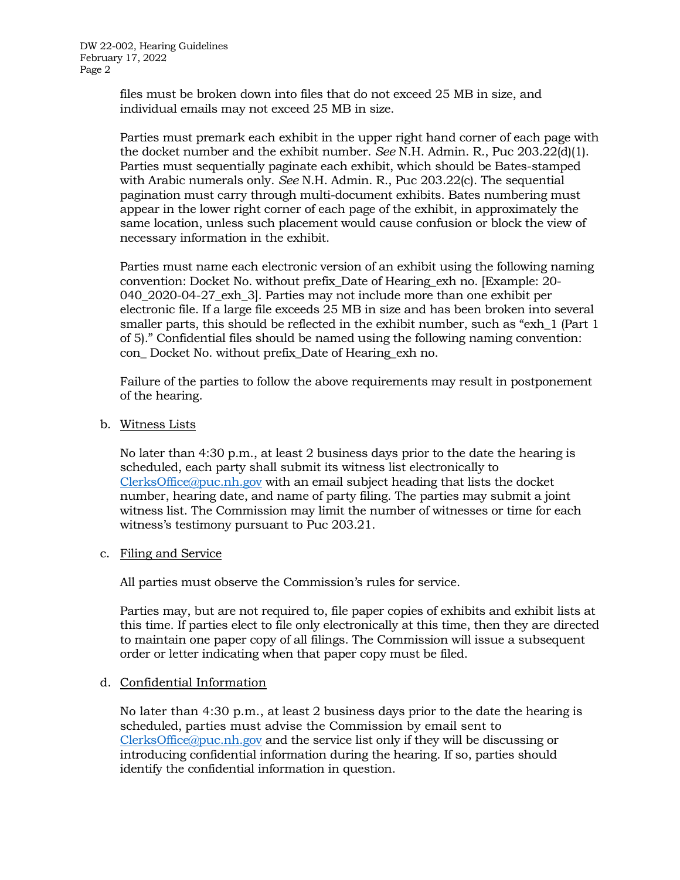files must be broken down into files that do not exceed 25 MB in size, and individual emails may not exceed 25 MB in size.

Parties must premark each exhibit in the upper right hand corner of each page with the docket number and the exhibit number. *See* N.H. Admin. R., Puc 203.22(d)(1). Parties must sequentially paginate each exhibit, which should be Bates-stamped with Arabic numerals only. *See* N.H. Admin. R., Puc 203.22(c). The sequential pagination must carry through multi-document exhibits. Bates numbering must appear in the lower right corner of each page of the exhibit, in approximately the same location, unless such placement would cause confusion or block the view of necessary information in the exhibit.

Parties must name each electronic version of an exhibit using the following naming convention: Docket No. without prefix_Date of Hearing_exh no. [Example: 20-040_2020-04-27_exh_3]. Parties may not include more than one exhibit per electronic file. If a large file exceeds 25 MB in size and has been broken into several smaller parts, this should be reflected in the exhibit number, such as "exh_1 (Part 1 of 5)." Confidential files should be named using the following naming convention: con_ Docket No. without prefix_Date of Hearing_exh no.

Failure of the parties to follow the above requirements may result in postponement of the hearing.

b. Witness Lists

No later than 4:30 p.m., at least 2 business days prior to the date the hearing is scheduled, each party shall submit its witness list electronically to ClerksOffice@puc.nh.gov with an email subject heading that lists the docket number, hearing date, and name of party filing. The parties may submit a joint witness list. The Commission may limit the number of witnesses or time for each witness's testimony pursuant to Puc 203.21.

c. Filing and Service

All parties must observe the Commission's rules for service.

Parties may, but are not required to, file paper copies of exhibits and exhibit lists at this time. If parties elect to file only electronically at this time, then they are directed to maintain one paper copy of all filings. The Commission will issue a subsequent order or letter indicating when that paper copy must be filed.

d. Confidential Information

No later than 4:30 p.m., at least 2 business days prior to the date the hearing is scheduled, parties must advise the Commission by email sent to ClerksOffice@puc.nh.gov and the service list only if they will be discussing or introducing confidential information during the hearing. If so, parties should identify the confidential information in question.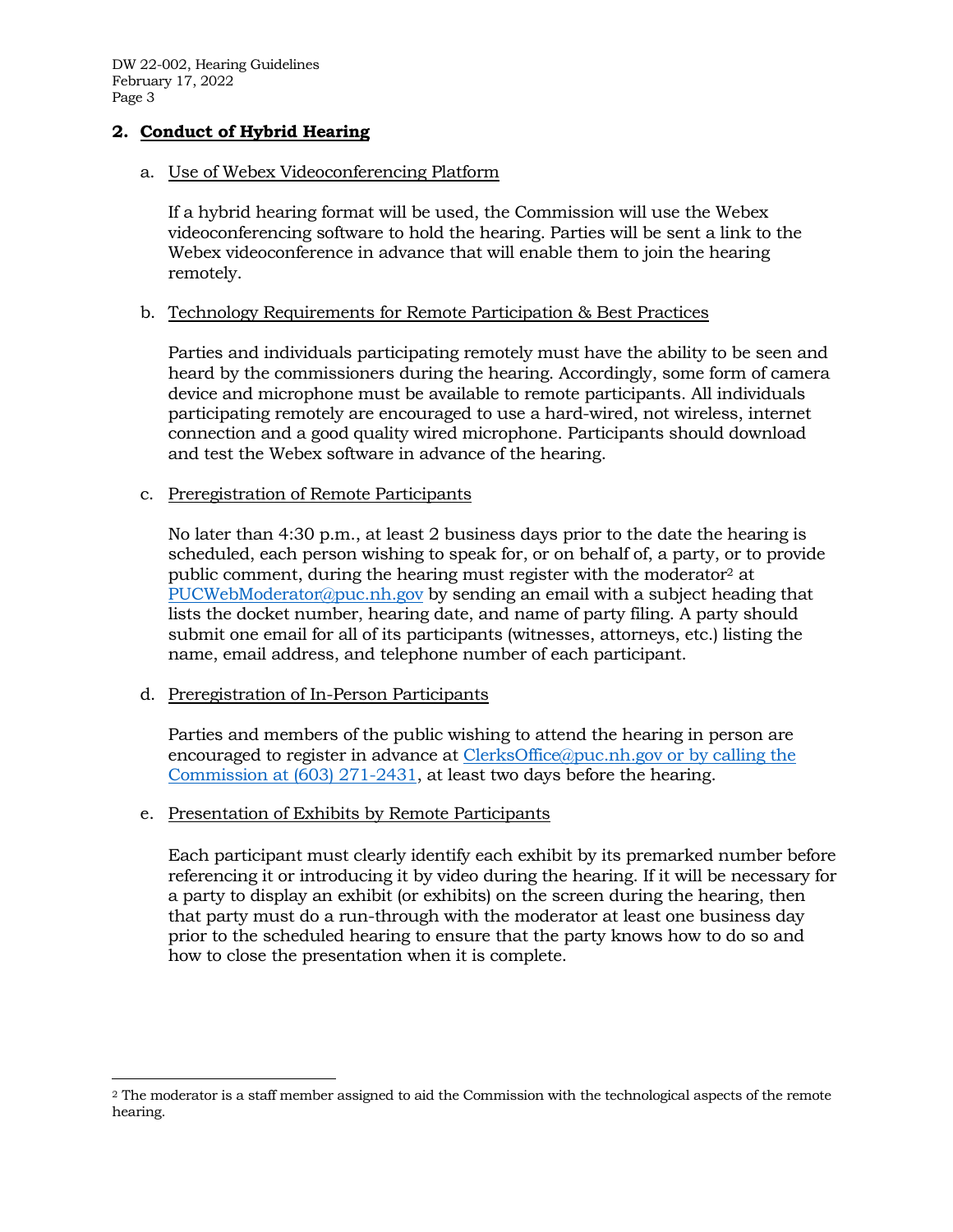## 2. Conduct of Hybrid Hearing

a. Use of Webex Videoconferencing Platform

If a hybrid hearing format will be used, the Commission will use the Webex videoconferencing software to hold the hearing. Parties will be sent a link to the Webex videoconference in advance that will enable them to join the hearing remotely.

b. Technology Requirements for Remote Participation & Best Practices

Parties and individuals participating remotely must have the ability to be seen and heard by the commissioners during the hearing. Accordingly, some form of camera device and microphone must be available to remote participants. All individuals participating remotely are encouraged to use a hard-wired, not wireless, internet connection and a good quality wired microphone. Participants should download and test the Webex software in advance of the hearing.

c. Preregistration of Remote Participants

No later than 4:30 p.m., at least 2 business days prior to the date the hearing is scheduled, each person wishing to speak for, or on behalf of, a party, or to provide public comment, during the hearing must register with the moderator[2] at PUCWebModerator@puc.nh.gov by sending an email with a subject heading that lists the docket number, hearing date, and name of party filing. A party should submit one email for all of its participants (witnesses, attorneys, etc.) listing the name, email address, and telephone number of each participant.

d. Preregistration of In-Person Participants

Parties and members of the public wishing to attend the hearing in person are encouraged to register in advance at ClerksOffice@puc.nh.gov or by calling the Commission at (603) 271-2431, at least two days before the hearing.

e. Presentation of Exhibits by Remote Participants

Each participant must clearly identify each exhibit by its premarked number before referencing it or introducing it by video during the hearing. If it will be necessary for a party to display an exhibit (or exhibits) on the screen during the hearing, then that party must do a run-through with the moderator at least one business day prior to the scheduled hearing to ensure that the party knows how to do so and how to close the presentation when it is complete.

---

[2] The moderator is a staff member assigned to aid the Commission with the technological aspects of the remote hearing.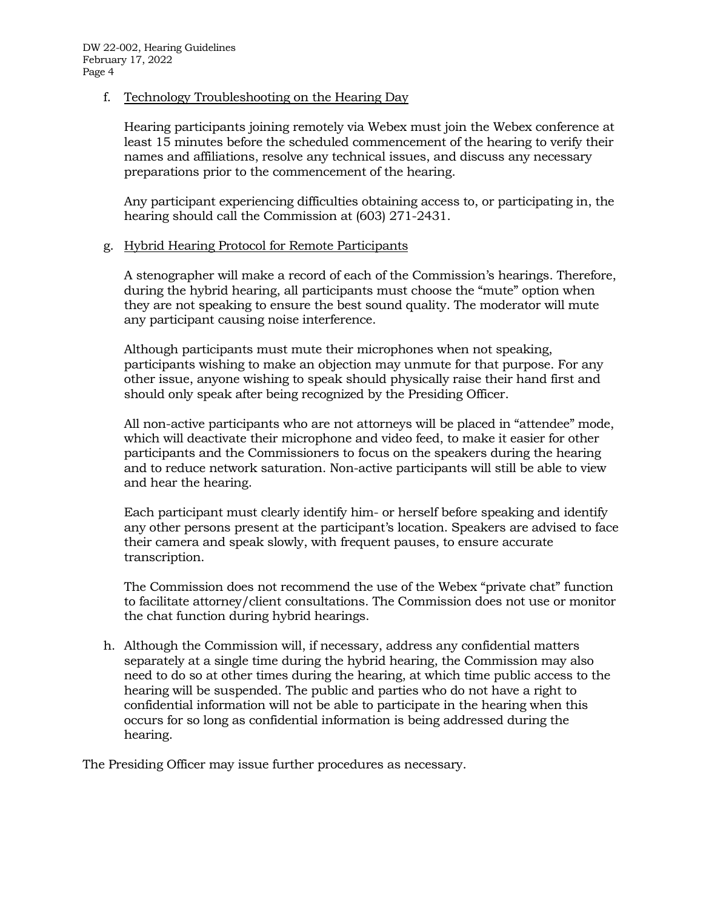f. <u>Technology Troubleshooting on the Hearing Day</u>

   Hearing participants joining remotely via Webex must join the Webex conference at least 15 minutes before the scheduled commencement of the hearing to verify their names and affiliations, resolve any technical issues, and discuss any necessary preparations prior to the commencement of the hearing.

   Any participant experiencing difficulties obtaining access to, or participating in, the hearing should call the Commission at (603) 271-2431.

g. <u>Hybrid Hearing Protocol for Remote Participants</u>

   A stenographer will make a record of each of the Commission's hearings. Therefore, during the hybrid hearing, all participants must choose the "mute" option when they are not speaking to ensure the best sound quality. The moderator will mute any participant causing noise interference.

   Although participants must mute their microphones when not speaking, participants wishing to make an objection may unmute for that purpose. For any other issue, anyone wishing to speak should physically raise their hand first and should only speak after being recognized by the Presiding Officer.

   All non-active participants who are not attorneys will be placed in "attendee" mode, which will deactivate their microphone and video feed, to make it easier for other participants and the Commissioners to focus on the speakers during the hearing and to reduce network saturation. Non-active participants will still be able to view and hear the hearing.

   Each participant must clearly identify him- or herself before speaking and identify any other persons present at the participant's location. Speakers are advised to face their camera and speak slowly, with frequent pauses, to ensure accurate transcription.

   The Commission does not recommend the use of the Webex "private chat" function to facilitate attorney/client consultations. The Commission does not use or monitor the chat function during hybrid hearings.

h. Although the Commission will, if necessary, address any confidential matters separately at a single time during the hybrid hearing, the Commission may also need to do so at other times during the hearing, at which time public access to the hearing will be suspended. The public and parties who do not have a right to confidential information will not be able to participate in the hearing when this occurs for so long as confidential information is being addressed during the hearing.

The Presiding Officer may issue further procedures as necessary.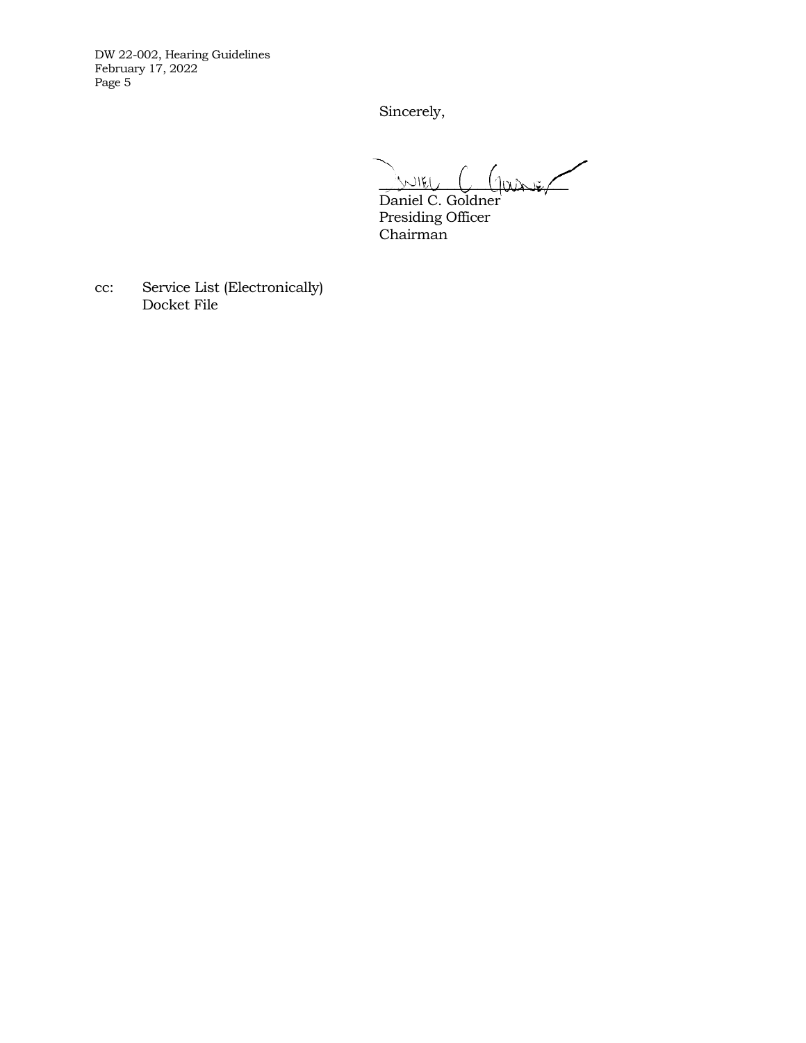Sincerely,

Daniel C. Goldner
Presiding Officer
Chairman

cc: Service List (Electronically)
Docket File